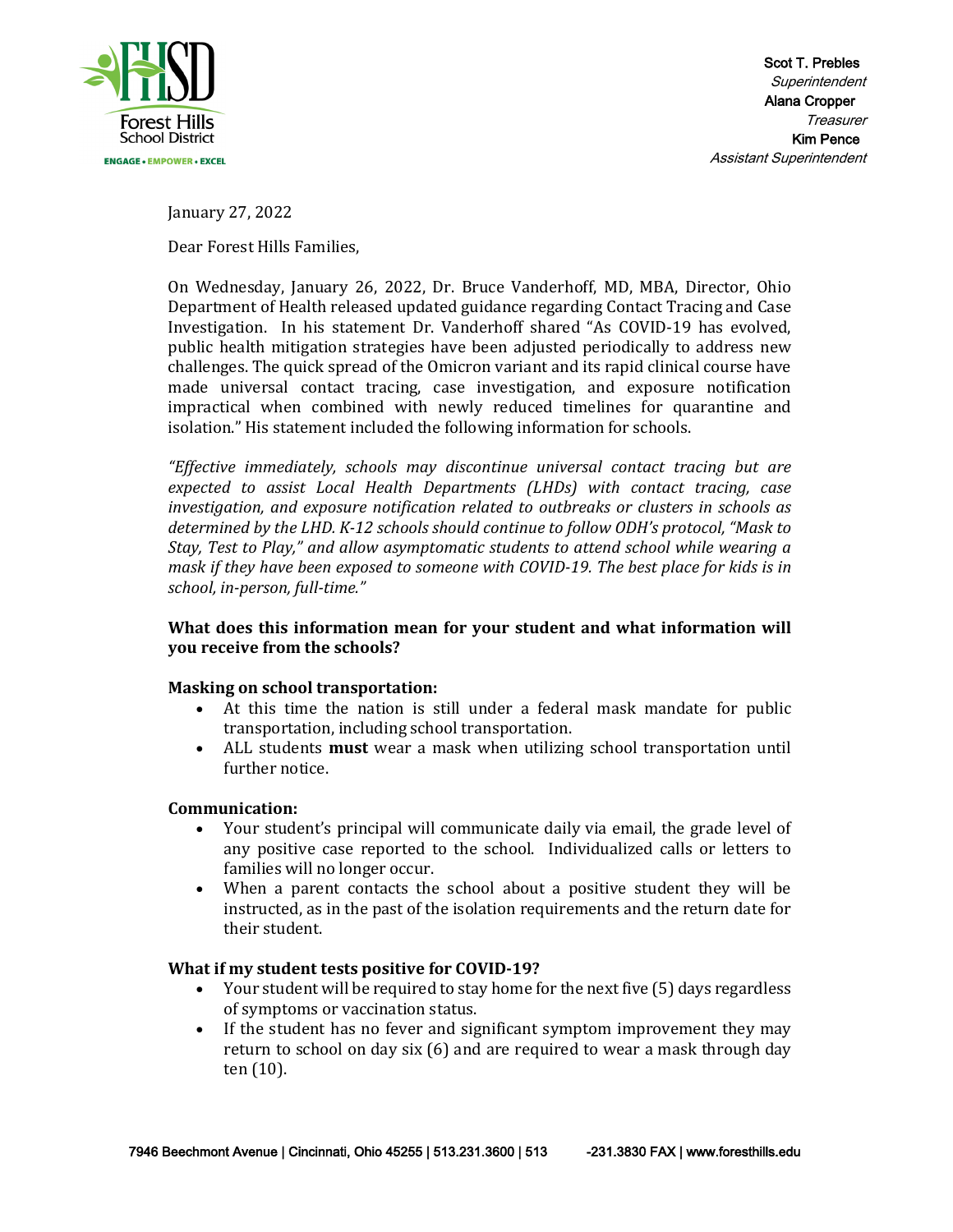Forest Hills School District

ENGAGE • EMPOWER • EXCEL

Scot T. Prebles
*Superintendent*
Alana Cropper
*Treasurer*
Kim Pence
*Assistant Superintendent*

January 27, 2022

Dear Forest Hills Families,

On Wednesday, January 26, 2022, Dr. Bruce Vanderhoff, MD, MBA, Director, Ohio Department of Health released updated guidance regarding Contact Tracing and Case Investigation. In his statement Dr. Vanderhoff shared "As COVID-19 has evolved, public health mitigation strategies have been adjusted periodically to address new challenges. The quick spread of the Omicron variant and its rapid clinical course have made universal contact tracing, case investigation, and exposure notification impractical when combined with newly reduced timelines for quarantine and isolation." His statement included the following information for schools.

*"Effective immediately, schools may discontinue universal contact tracing but are expected to assist Local Health Departments (LHDs) with contact tracing, case investigation, and exposure notification related to outbreaks or clusters in schools as determined by the LHD. K-12 schools should continue to follow ODH's protocol, "Mask to Stay, Test to Play," and allow asymptomatic students to attend school while wearing a mask if they have been exposed to someone with COVID-19. The best place for kids is in school, in-person, full-time."*

**What does this information mean for your student and what information will you receive from the schools?**

**Masking on school transportation:**

- At this time the nation is still under a federal mask mandate for public transportation, including school transportation.
- ALL students **must** wear a mask when utilizing school transportation until further notice.

**Communication:**

- Your student's principal will communicate daily via email, the grade level of any positive case reported to the school. Individualized calls or letters to families will no longer occur.
- When a parent contacts the school about a positive student they will be instructed, as in the past of the isolation requirements and the return date for their student.

**What if my student tests positive for COVID-19?**

- Your student will be required to stay home for the next five (5) days regardless of symptoms or vaccination status.
- If the student has no fever and significant symptom improvement they may return to school on day six (6) and are required to wear a mask through day ten (10).

7946 Beechmont Avenue | Cincinnati, Ohio 45255 | 513.231.3600 | 513-231.3830 FAX | www.foresthills.edu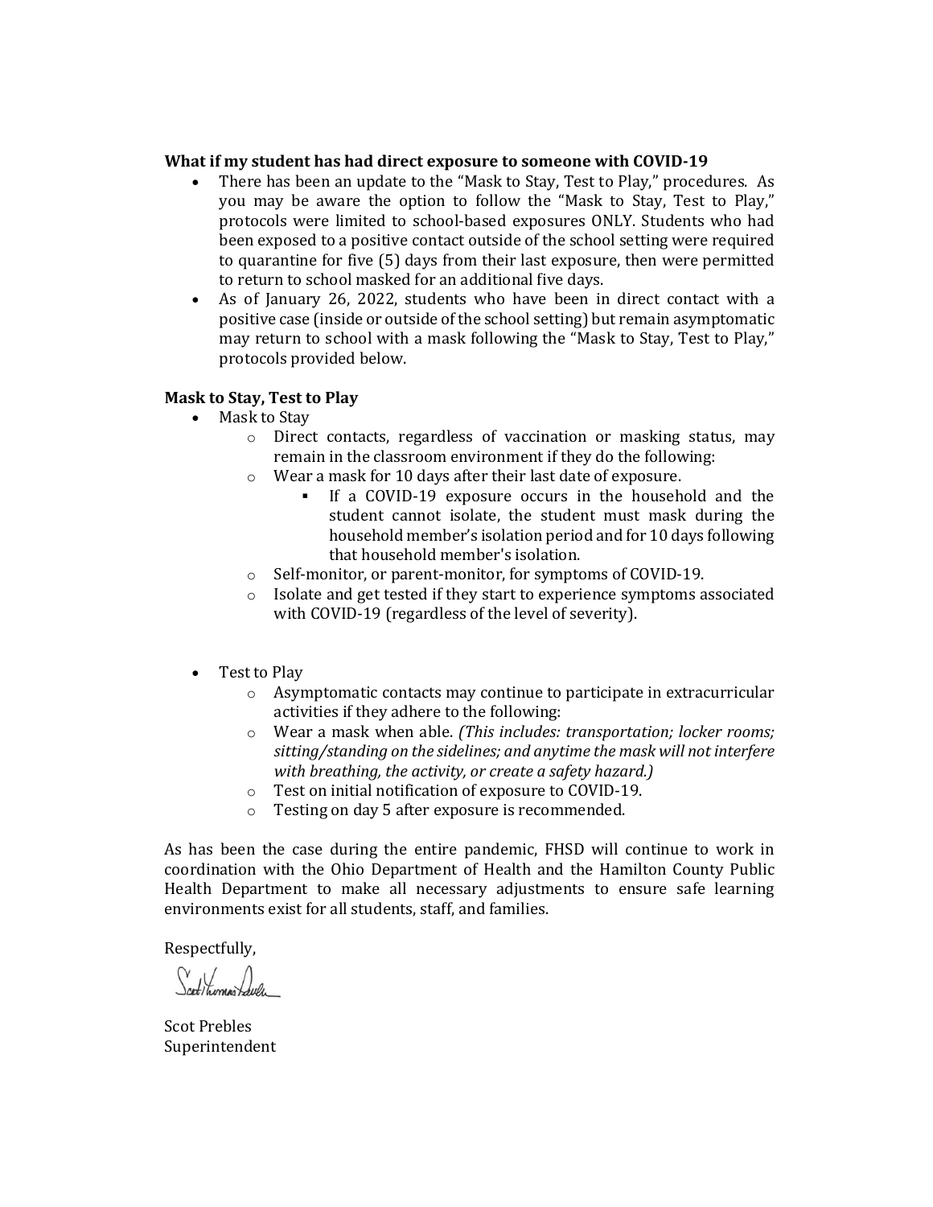**What if my student has had direct exposure to someone with COVID-19**

- There has been an update to the "Mask to Stay, Test to Play," procedures. As you may be aware the option to follow the "Mask to Stay, Test to Play," protocols were limited to school-based exposures ONLY. Students who had been exposed to a positive contact outside of the school setting were required to quarantine for five (5) days from their last exposure, then were permitted to return to school masked for an additional five days.
- As of January 26, 2022, students who have been in direct contact with a positive case (inside or outside of the school setting) but remain asymptomatic may return to school with a mask following the "Mask to Stay, Test to Play," protocols provided below.

**Mask to Stay, Test to Play**

- Mask to Stay
  - Direct contacts, regardless of vaccination or masking status, may remain in the classroom environment if they do the following:
  - Wear a mask for 10 days after their last date of exposure.
    - If a COVID-19 exposure occurs in the household and the student cannot isolate, the student must mask during the household member's isolation period and for 10 days following that household member's isolation.
  - Self-monitor, or parent-monitor, for symptoms of COVID-19.
  - Isolate and get tested if they start to experience symptoms associated with COVID-19 (regardless of the level of severity).

- Test to Play
  - Asymptomatic contacts may continue to participate in extracurricular activities if they adhere to the following:
  - Wear a mask when able. *(This includes: transportation; locker rooms; sitting/standing on the sidelines; and anytime the mask will not interfere with breathing, the activity, or create a safety hazard.)*
  - Test on initial notification of exposure to COVID-19.
  - Testing on day 5 after exposure is recommended.

As has been the case during the entire pandemic, FHSD will continue to work in coordination with the Ohio Department of Health and the Hamilton County Public Health Department to make all necessary adjustments to ensure safe learning environments exist for all students, staff, and families.

Respectfully,

Scot Prebles
Superintendent